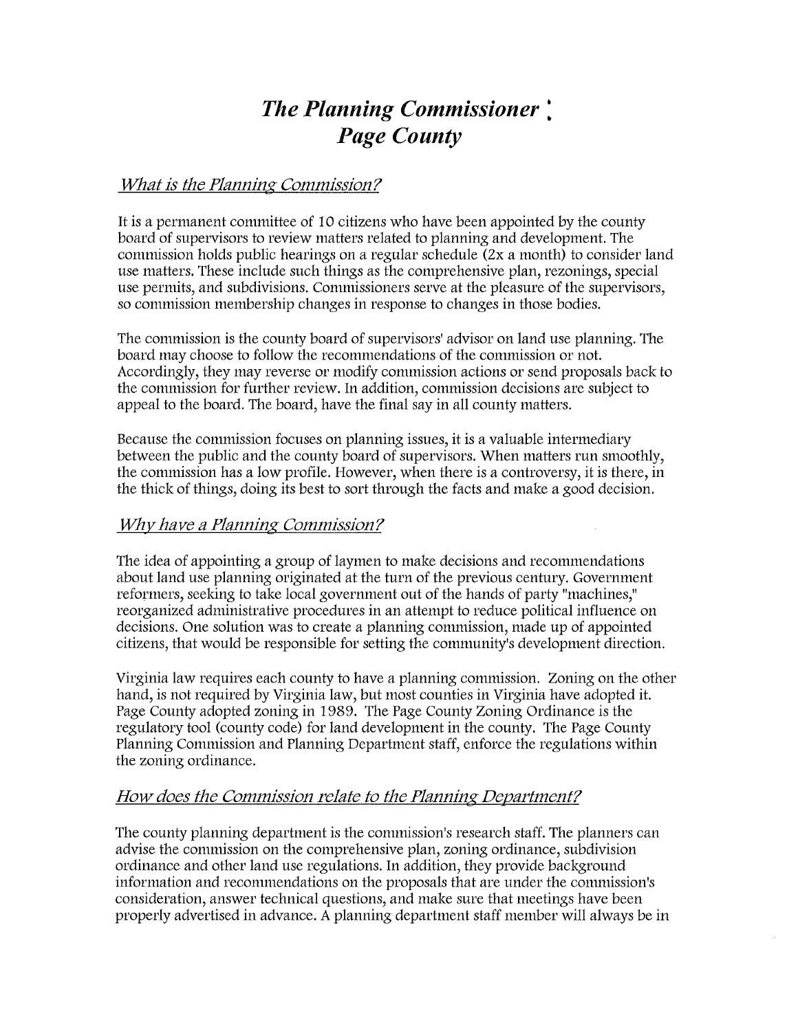# *The Planning Commissioner :*
# *Page County*

## *What is the Planning Commission?*

It is a permanent committee of 10 citizens who have been appointed by the county board of supervisors to review matters related to planning and development. The commission holds public hearings on a regular schedule (2x a month) to consider land use matters. These include such things as the comprehensive plan, rezonings, special use permits, and subdivisions. Commissioners serve at the pleasure of the supervisors, so commission membership changes in response to changes in those bodies.

The commission is the county board of supervisors' advisor on land use planning. The board may choose to follow the recommendations of the commission or not. Accordingly, they may reverse or modify commission actions or send proposals back to the commission for further review. In addition, commission decisions are subject to appeal to the board. The board, have the final say in all county matters.

Because the commission focuses on planning issues, it is a valuable intermediary between the public and the county board of supervisors. When matters run smoothly, the commission has a low profile. However, when there is a controversy, it is there, in the thick of things, doing its best to sort through the facts and make a good decision.

## *Why have a Planning Commission?*

The idea of appointing a group of laymen to make decisions and recommendations about land use planning originated at the turn of the previous century. Government reformers, seeking to take local government out of the hands of party "machines," reorganized administrative procedures in an attempt to reduce political influence on decisions. One solution was to create a planning commission, made up of appointed citizens, that would be responsible for setting the community's development direction.

Virginia law requires each county to have a planning commission. Zoning on the other hand, is not required by Virginia law, but most counties in Virginia have adopted it. Page County adopted zoning in 1989. The Page County Zoning Ordinance is the regulatory tool (county code) for land development in the county. The Page County Planning Commission and Planning Department staff, enforce the regulations within the zoning ordinance.

## *How does the Commission relate to the Planning Department?*

The county planning department is the commission's research staff. The planners can advise the commission on the comprehensive plan, zoning ordinance, subdivision ordinance and other land use regulations. In addition, they provide background information and recommendations on the proposals that are under the commission's consideration, answer technical questions, and make sure that meetings have been properly advertised in advance. A planning department staff member will always be in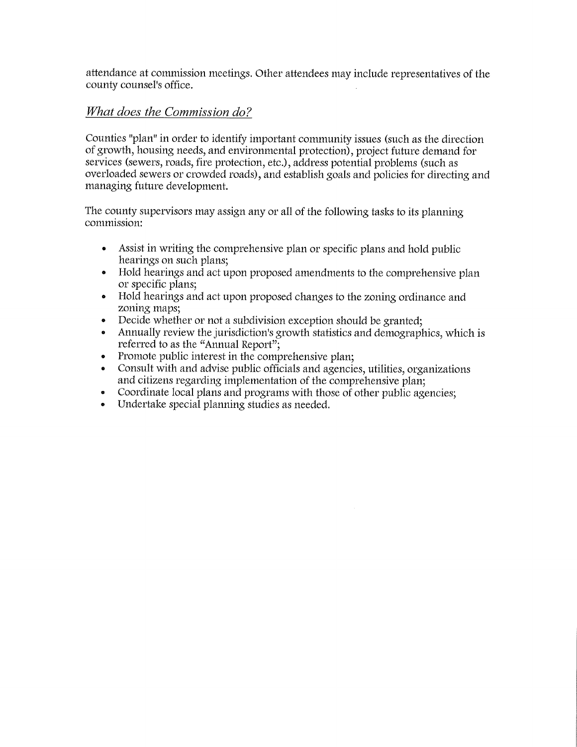attendance at commission meetings. Other attendees may include representatives of the county counsel's office.

## *What does the Commission do?*

Counties "plan" in order to identify important community issues (such as the direction of growth, housing needs, and environmental protection), project future demand for services (sewers, roads, fire protection, etc.), address potential problems (such as overloaded sewers or crowded roads), and establish goals and policies for directing and managing future development.

The county supervisors may assign any or all of the following tasks to its planning commission:

- Assist in writing the comprehensive plan or specific plans and hold public hearings on such plans;
- Hold hearings and act upon proposed amendments to the comprehensive plan or specific plans;
- Hold hearings and act upon proposed changes to the zoning ordinance and zoning maps;
- Decide whether or not a subdivision exception should be granted;
- Annually review the jurisdiction's growth statistics and demographics, which is referred to as the "Annual Report";
- Promote public interest in the comprehensive plan;
- Consult with and advise public officials and agencies, utilities, organizations and citizens regarding implementation of the comprehensive plan;
- Coordinate local plans and programs with those of other public agencies;
- Undertake special planning studies as needed.